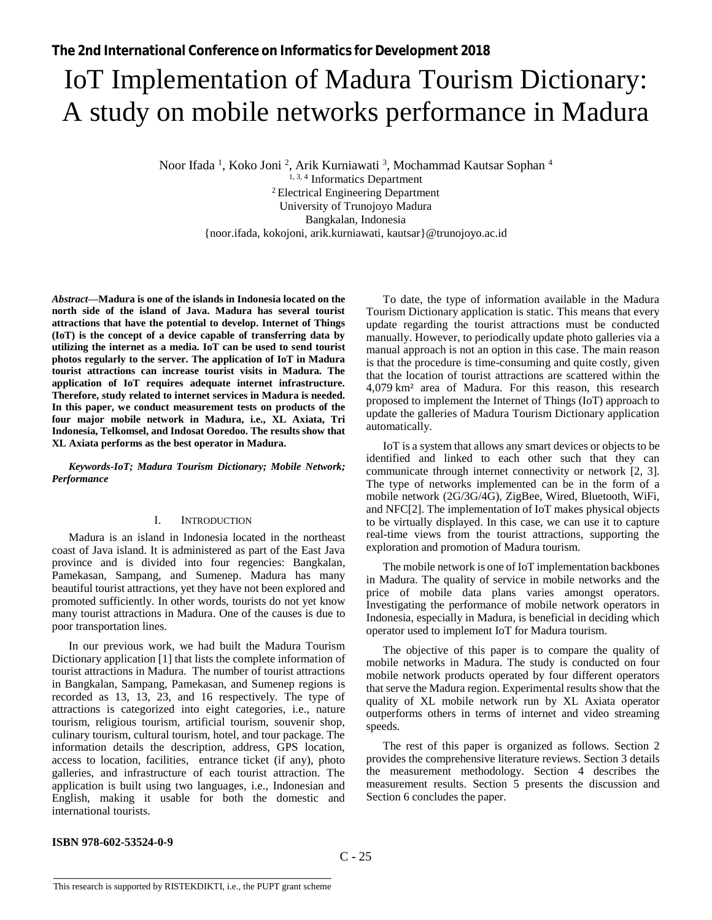# IoT Implementation of Madura Tourism Dictionary: A study on mobile networks performance in Madura

Noor Ifada [1], Koko Joni [2], Arik Kurniawati [3], Mochammad Kautsar Sophan [4]

[1, 3, 4] Informatics Department
[2] Electrical Engineering Department
University of Trunojoyo Madura
Bangkalan, Indonesia
{noor.ifada, kokojoni, arik.kurniawati, kautsar}@trunojoyo.ac.id

***Abstract*—Madura is one of the islands in Indonesia located on the north side of the island of Java. Madura has several tourist attractions that have the potential to develop. Internet of Things (IoT) is the concept of a device capable of transferring data by utilizing the internet as a media. IoT can be used to send tourist photos regularly to the server. The application of IoT in Madura tourist attractions can increase tourist visits in Madura. The application of IoT requires adequate internet infrastructure. Therefore, study related to internet services in Madura is needed. In this paper, we conduct measurement tests on products of the four major mobile network in Madura, i.e., XL Axiata, Tri Indonesia, Telkomsel, and Indosat Ooredoo. The results show that XL Axiata performs as the best operator in Madura.**

***Keywords-IoT; Madura Tourism Dictionary; Mobile Network; Performance***

## I. INTRODUCTION

Madura is an island in Indonesia located in the northeast coast of Java island. It is administered as part of the East Java province and is divided into four regencies: Bangkalan, Pamekasan, Sampang, and Sumenep. Madura has many beautiful tourist attractions, yet they have not been explored and promoted sufficiently. In other words, tourists do not yet know many tourist attractions in Madura. One of the causes is due to poor transportation lines.

In our previous work, we had built the Madura Tourism Dictionary application [1] that lists the complete information of tourist attractions in Madura. The number of tourist attractions in Bangkalan, Sampang, Pamekasan, and Sumenep regions is recorded as 13, 13, 23, and 16 respectively. The type of attractions is categorized into eight categories, i.e., nature tourism, religious tourism, artificial tourism, souvenir shop, culinary tourism, cultural tourism, hotel, and tour package. The information details the description, address, GPS location, access to location, facilities, entrance ticket (if any), photo galleries, and infrastructure of each tourist attraction. The application is built using two languages, i.e., Indonesian and English, making it usable for both the domestic and international tourists.

To date, the type of information available in the Madura Tourism Dictionary application is static. This means that every update regarding the tourist attractions must be conducted manually. However, to periodically update photo galleries via a manual approach is not an option in this case. The main reason is that the procedure is time-consuming and quite costly, given that the location of tourist attractions are scattered within the 4,079 km² area of Madura. For this reason, this research proposed to implement the Internet of Things (IoT) approach to update the galleries of Madura Tourism Dictionary application automatically.

IoT is a system that allows any smart devices or objects to be identified and linked to each other such that they can communicate through internet connectivity or network [2, 3]. The type of networks implemented can be in the form of a mobile network (2G/3G/4G), ZigBee, Wired, Bluetooth, WiFi, and NFC[2]. The implementation of IoT makes physical objects to be virtually displayed. In this case, we can use it to capture real-time views from the tourist attractions, supporting the exploration and promotion of Madura tourism.

The mobile network is one of IoT implementation backbones in Madura. The quality of service in mobile networks and the price of mobile data plans varies amongst operators. Investigating the performance of mobile network operators in Indonesia, especially in Madura, is beneficial in deciding which operator used to implement IoT for Madura tourism.

The objective of this paper is to compare the quality of mobile networks in Madura. The study is conducted on four mobile network products operated by four different operators that serve the Madura region. Experimental results show that the quality of XL mobile network run by XL Axiata operator outperforms others in terms of internet and video streaming speeds.

The rest of this paper is organized as follows. Section 2 provides the comprehensive literature reviews. Section 3 details the measurement methodology. Section 4 describes the measurement results. Section 5 presents the discussion and Section 6 concludes the paper.

This research is supported by RISTEKDIKTI, i.e., the PUPT grant scheme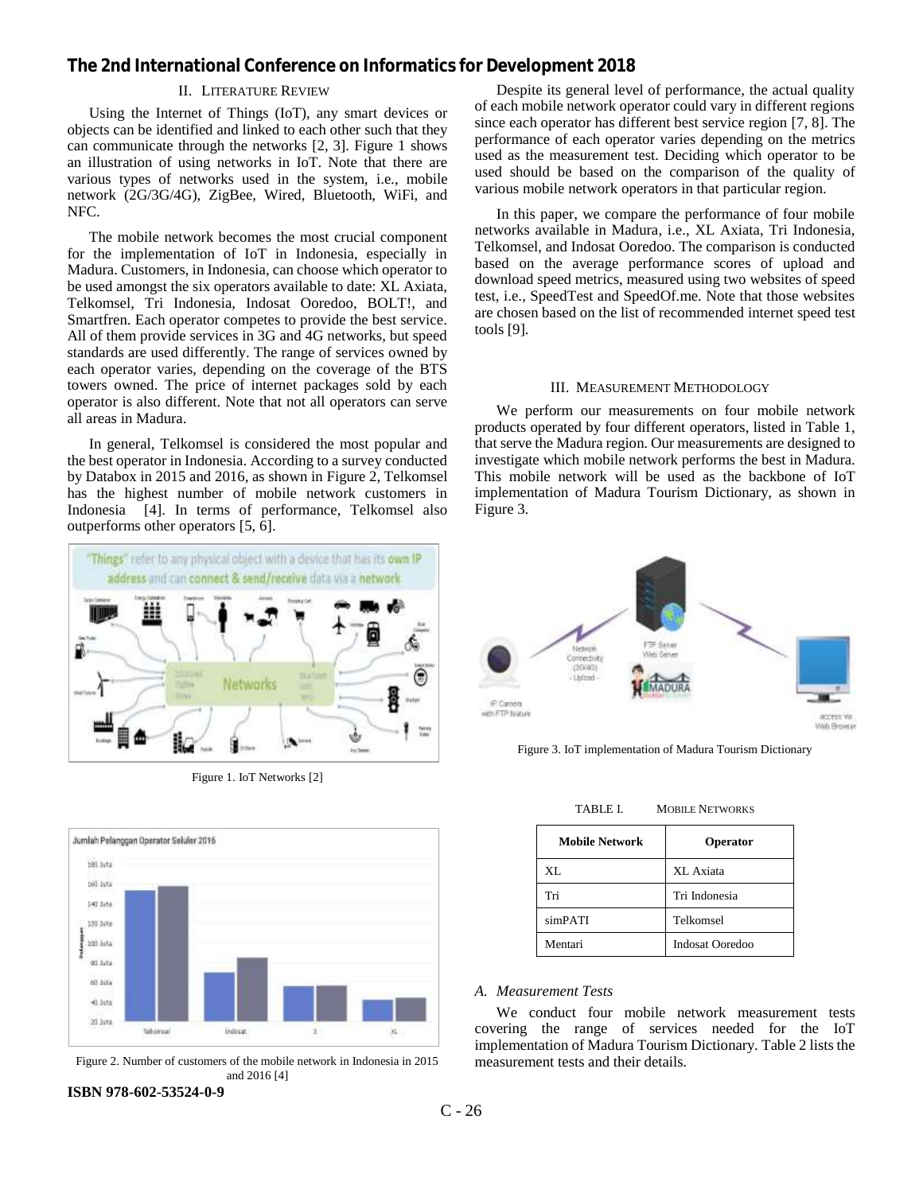## II. LITERATURE REVIEW

Using the Internet of Things (IoT), any smart devices or objects can be identified and linked to each other such that they can communicate through the networks [2, 3]. Figure 1 shows an illustration of using networks in IoT. Note that there are various types of networks used in the system, i.e., mobile network (2G/3G/4G), ZigBee, Wired, Bluetooth, WiFi, and NFC.

The mobile network becomes the most crucial component for the implementation of IoT in Indonesia, especially in Madura. Customers, in Indonesia, can choose which operator to be used amongst the six operators available to date: XL Axiata, Telkomsel, Tri Indonesia, Indosat Ooredoo, BOLT!, and Smartfren. Each operator competes to provide the best service. All of them provide services in 3G and 4G networks, but speed standards are used differently. The range of services owned by each operator varies, depending on the coverage of the BTS towers owned. The price of internet packages sold by each operator is also different. Note that not all operators can serve all areas in Madura.

In general, Telkomsel is considered the most popular and the best operator in Indonesia. According to a survey conducted by Databox in 2015 and 2016, as shown in Figure 2, Telkomsel has the highest number of mobile network customers in Indonesia [4]. In terms of performance, Telkomsel also outperforms other operators [5, 6].

Figure 1. IoT Networks [2]

Figure 2. Number of customers of the mobile network in Indonesia in 2015 and 2016 [4]

Despite its general level of performance, the actual quality of each mobile network operator could vary in different regions since each operator has different best service region [7, 8]. The performance of each operator varies depending on the metrics used as the measurement test. Deciding which operator to be used should be based on the comparison of the quality of various mobile network operators in that particular region.

In this paper, we compare the performance of four mobile networks available in Madura, i.e., XL Axiata, Tri Indonesia, Telkomsel, and Indosat Ooredoo. The comparison is conducted based on the average performance scores of upload and download speed metrics, measured using two websites of speed test, i.e., SpeedTest and SpeedOf.me. Note that those websites are chosen based on the list of recommended internet speed test tools [9].

## III. MEASUREMENT METHODOLOGY

We perform our measurements on four mobile network products operated by four different operators, listed in Table 1, that serve the Madura region. Our measurements are designed to investigate which mobile network performs the best in Madura. This mobile network will be used as the backbone of IoT implementation of Madura Tourism Dictionary, as shown in Figure 3.

Figure 3. IoT implementation of Madura Tourism Dictionary

TABLE I. MOBILE NETWORKS

| Mobile Network | Operator |
|---|---|
| XL | XL Axiata |
| Tri | Tri Indonesia |
| simPATI | Telkomsel |
| Mentari | Indosat Ooredoo |

### *A. Measurement Tests*

We conduct four mobile network measurement tests covering the range of services needed for the IoT implementation of Madura Tourism Dictionary. Table 2 lists the measurement tests and their details.

**ISBN 978-602-53524-0-9**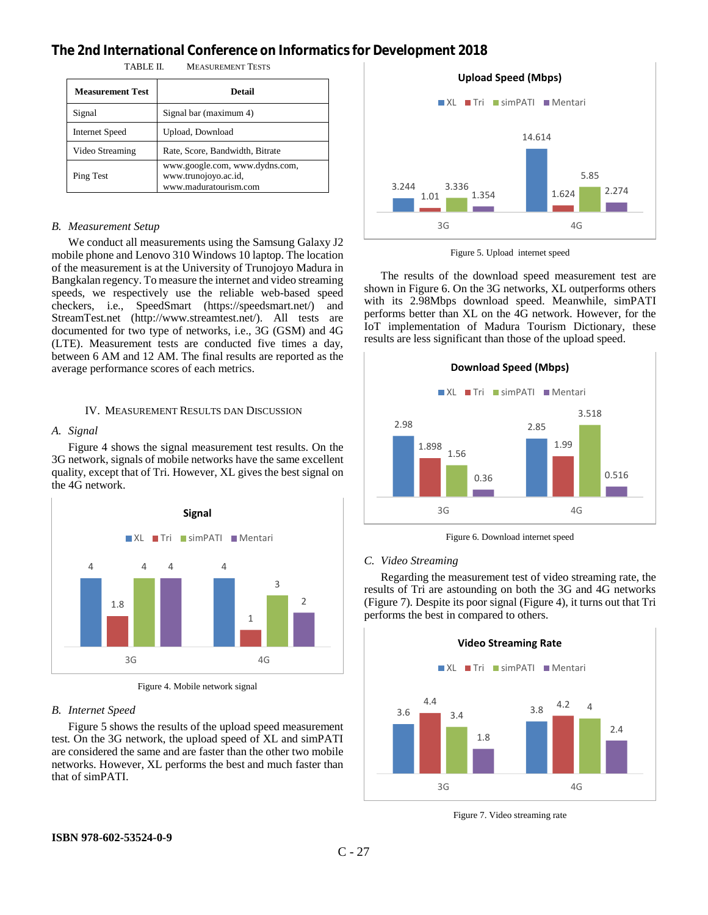TABLE II. MEASUREMENT TESTS

| Measurement Test | Detail |
|---|---|
| Signal | Signal bar (maximum 4) |
| Internet Speed | Upload, Download |
| Video Streaming | Rate, Score, Bandwidth, Bitrate |
| Ping Test | www.google.com, www.dydns.com, www.trunojoyo.ac.id, www.maduratourism.com |

### *B. Measurement Setup*

We conduct all measurements using the Samsung Galaxy J2 mobile phone and Lenovo 310 Windows 10 laptop. The location of the measurement is at the University of Trunojoyo Madura in Bangkalan regency. To measure the internet and video streaming speeds, we respectively use the reliable web-based speed checkers, i.e., SpeedSmart (https://speedsmart.net/) and StreamTest.net (http://www.streamtest.net/). All tests are documented for two type of networks, i.e., 3G (GSM) and 4G (LTE). Measurement tests are conducted five times a day, between 6 AM and 12 AM. The final results are reported as the average performance scores of each metrics.

## IV. MEASUREMENT RESULTS DAN DISCUSSION

### *A. Signal*

Figure 4 shows the signal measurement test results. On the 3G network, signals of mobile networks have the same excellent quality, except that of Tri. However, XL gives the best signal on the 4G network.

Figure 4. Mobile network signal

### *B. Internet Speed*

Figure 5 shows the results of the upload speed measurement test. On the 3G network, the upload speed of XL and simPATI are considered the same and are faster than the other two mobile networks. However, XL performs the best and much faster than that of simPATI.

Figure 5. Upload internet speed

The results of the download speed measurement test are shown in Figure 6. On the 3G networks, XL outperforms others with its 2.98Mbps download speed. Meanwhile, simPATI performs better than XL on the 4G network. However, for the IoT implementation of Madura Tourism Dictionary, these results are less significant than those of the upload speed.

Figure 6. Download internet speed

### *C. Video Streaming*

Regarding the measurement test of video streaming rate, the results of Tri are astounding on both the 3G and 4G networks (Figure 7). Despite its poor signal (Figure 4), it turns out that Tri performs the best in compared to others.

Figure 7. Video streaming rate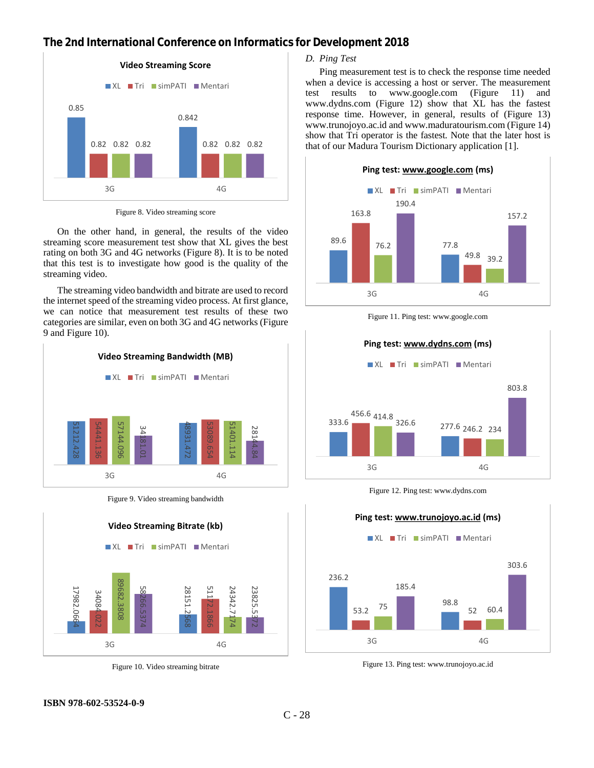Figure 8. Video streaming score

On the other hand, in general, the results of the video streaming score measurement test show that XL gives the best rating on both 3G and 4G networks (Figure 8). It is to be noted that this test is to investigate how good is the quality of the streaming video.

The streaming video bandwidth and bitrate are used to record the internet speed of the streaming video process. At first glance, we can notice that measurement test results of these two categories are similar, even on both 3G and 4G networks (Figure 9 and Figure 10).

Figure 9. Video streaming bandwidth

Figure 10. Video streaming bitrate

### D. Ping Test

Ping measurement test is to check the response time needed when a device is accessing a host or server. The measurement test results to www.google.com (Figure 11) and www.dydns.com (Figure 12) show that XL has the fastest response time. However, in general, results of (Figure 13) www.trunojoyo.ac.id and www.maduratourism.com (Figure 14) show that Tri operator is the fastest. Note that the later host is that of our Madura Tourism Dictionary application [1].

Figure 11. Ping test: www.google.com

Figure 12. Ping test: www.dydns.com

Figure 13. Ping test: www.trunojoyo.ac.id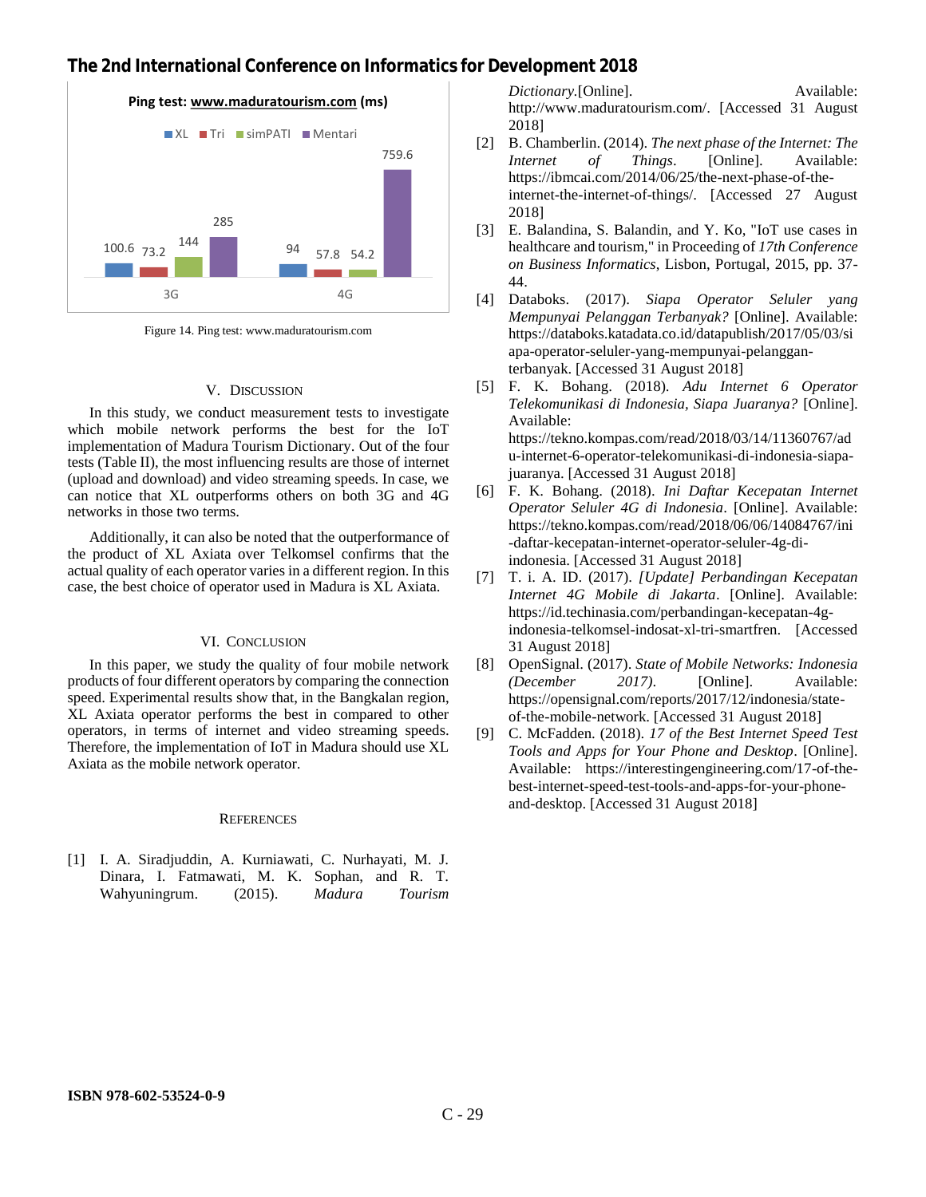Ping test: www.maduratourism.com (ms)

XL Tri simPATI Mentari

100.6 73.2 144 285

94 57.8 54.2 759.6

3G 4G

Figure 14. Ping test: www.maduratourism.com

## V. Discussion

In this study, we conduct measurement tests to investigate which mobile network performs the best for the IoT implementation of Madura Tourism Dictionary. Out of the four tests (Table II), the most influencing results are those of internet (upload and download) and video streaming speeds. In case, we can notice that XL outperforms others on both 3G and 4G networks in those two terms.

Additionally, it can also be noted that the outperformance of the product of XL Axiata over Telkomsel confirms that the actual quality of each operator varies in a different region. In this case, the best choice of operator used in Madura is XL Axiata.

## VI. Conclusion

In this paper, we study the quality of four mobile network products of four different operators by comparing the connection speed. Experimental results show that, in the Bangkalan region, XL Axiata operator performs the best in compared to other operators, in terms of internet and video streaming speeds. Therefore, the implementation of IoT in Madura should use XL Axiata as the mobile network operator.

## References

[1] I. A. Siradjuddin, A. Kurniawati, C. Nurhayati, M. J. Dinara, I. Fatmawati, M. K. Sophan, and R. T. Wahyuningrum. (2015). *Madura Tourism Dictionary*.[Online]. Available: http://www.maduratourism.com/. [Accessed 31 August 2018]

[2] B. Chamberlin. (2014). *The next phase of the Internet: The Internet of Things*. [Online]. Available: https://ibmcai.com/2014/06/25/the-next-phase-of-the-internet-the-internet-of-things/. [Accessed 27 August 2018]

[3] E. Balandina, S. Balandin, and Y. Ko, "IoT use cases in healthcare and tourism," in Proceeding of *17th Conference on Business Informatics*, Lisbon, Portugal, 2015, pp. 37-44.

[4] Databoks. (2017). *Siapa Operator Seluler yang Mempunyai Pelanggan Terbanyak?* [Online]. Available: https://databoks.katadata.co.id/datapublish/2017/05/03/siapa-operator-seluler-yang-mempunyai-pelanggan-terbanyak. [Accessed 31 August 2018]

[5] F. K. Bohang. (2018). *Adu Internet 6 Operator Telekomunikasi di Indonesia, Siapa Juaranya?* [Online]. Available: https://tekno.kompas.com/read/2018/03/14/11360767/adu-internet-6-operator-telekomunikasi-di-indonesia-siapa-juaranya. [Accessed 31 August 2018]

[6] F. K. Bohang. (2018). *Ini Daftar Kecepatan Internet Operator Seluler 4G di Indonesia*. [Online]. Available: https://tekno.kompas.com/read/2018/06/06/14084767/ini-daftar-kecepatan-internet-operator-seluler-4g-di-indonesia. [Accessed 31 August 2018]

[7] T. i. A. ID. (2017). *[Update] Perbandingan Kecepatan Internet 4G Mobile di Jakarta*. [Online]. Available: https://id.techinasia.com/perbandingan-kecepatan-4g-indonesia-telkomsel-indosat-xl-tri-smartfren. [Accessed 31 August 2018]

[8] OpenSignal. (2017). *State of Mobile Networks: Indonesia (December 2017)*. [Online]. Available: https://opensignal.com/reports/2017/12/indonesia/state-of-the-mobile-network. [Accessed 31 August 2018]

[9] C. McFadden. (2018). *17 of the Best Internet Speed Test Tools and Apps for Your Phone and Desktop*. [Online]. Available: https://interestingengineering.com/17-of-the-best-internet-speed-test-tools-and-apps-for-your-phone-and-desktop. [Accessed 31 August 2018]